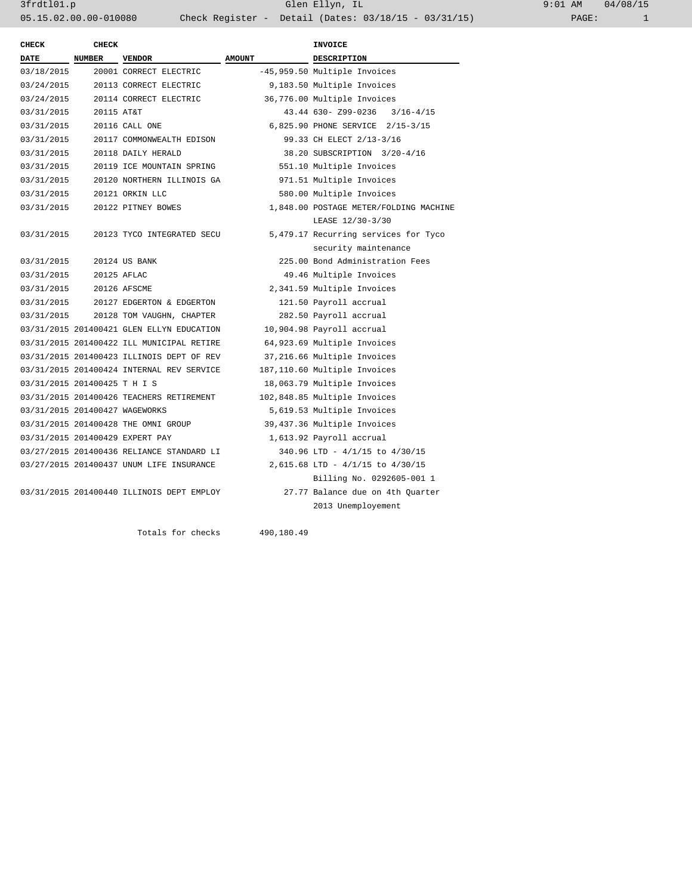# Glen Ellyn, IL

Check Register - Detail (Dates: 03/18/15 - 03/31/15)

| CHECK DATE | CHECK NUMBER | VENDOR | AMOUNT | INVOICE DESCRIPTION |
|---|---|---|---|---|
| 03/18/2015 | 20001 | CORRECT ELECTRIC | -45,959.50 | Multiple Invoices |
| 03/24/2015 | 20113 | CORRECT ELECTRIC | 9,183.50 | Multiple Invoices |
| 03/24/2015 | 20114 | CORRECT ELECTRIC | 36,776.00 | Multiple Invoices |
| 03/31/2015 | 20115 | AT&T | 43.44 | 630- Z99-0236 3/16-4/15 |
| 03/31/2015 | 20116 | CALL ONE | 6,825.90 | PHONE SERVICE 2/15-3/15 |
| 03/31/2015 | 20117 | COMMONWEALTH EDISON | 99.33 | CH ELECT 2/13-3/16 |
| 03/31/2015 | 20118 | DAILY HERALD | 38.20 | SUBSCRIPTION 3/20-4/16 |
| 03/31/2015 | 20119 | ICE MOUNTAIN SPRING | 551.10 | Multiple Invoices |
| 03/31/2015 | 20120 | NORTHERN ILLINOIS GA | 971.51 | Multiple Invoices |
| 03/31/2015 | 20121 | ORKIN LLC | 580.00 | Multiple Invoices |
| 03/31/2015 | 20122 | PITNEY BOWES | 1,848.00 | POSTAGE METER/FOLDING MACHINE LEASE 12/30-3/30 |
| 03/31/2015 | 20123 | TYCO INTEGRATED SECU | 5,479.17 | Recurring services for Tyco security maintenance |
| 03/31/2015 | 20124 | US BANK | 225.00 | Bond Administration Fees |
| 03/31/2015 | 20125 | AFLAC | 49.46 | Multiple Invoices |
| 03/31/2015 | 20126 | AFSCME | 2,341.59 | Multiple Invoices |
| 03/31/2015 | 20127 | EDGERTON & EDGERTON | 121.50 | Payroll accrual |
| 03/31/2015 | 20128 | TOM VAUGHN, CHAPTER | 282.50 | Payroll accrual |
| 03/31/2015 | 201400421 | GLEN ELLYN EDUCATION | 10,904.98 | Payroll accrual |
| 03/31/2015 | 201400422 | ILL MUNICIPAL RETIRE | 64,923.69 | Multiple Invoices |
| 03/31/2015 | 201400423 | ILLINOIS DEPT OF REV | 37,216.66 | Multiple Invoices |
| 03/31/2015 | 201400424 | INTERNAL REV SERVICE | 187,110.60 | Multiple Invoices |
| 03/31/2015 | 201400425 | T H I S | 18,063.79 | Multiple Invoices |
| 03/31/2015 | 201400426 | TEACHERS RETIREMENT | 102,848.85 | Multiple Invoices |
| 03/31/2015 | 201400427 | WAGEWORKS | 5,619.53 | Multiple Invoices |
| 03/31/2015 | 201400428 | THE OMNI GROUP | 39,437.36 | Multiple Invoices |
| 03/31/2015 | 201400429 | EXPERT PAY | 1,613.92 | Payroll accrual |
| 03/27/2015 | 201400436 | RELIANCE STANDARD LI | 340.96 | LTD - 4/1/15 to 4/30/15 |
| 03/27/2015 | 201400437 | UNUM LIFE INSURANCE | 2,615.68 | LTD - 4/1/15 to 4/30/15 Billing No. 0292605-001 1 |
| 03/31/2015 | 201400440 | ILLINOIS DEPT EMPLOY | 27.77 | Balance due on 4th Quarter 2013 Unemployement |
| | | Totals for checks | 490,180.49 | |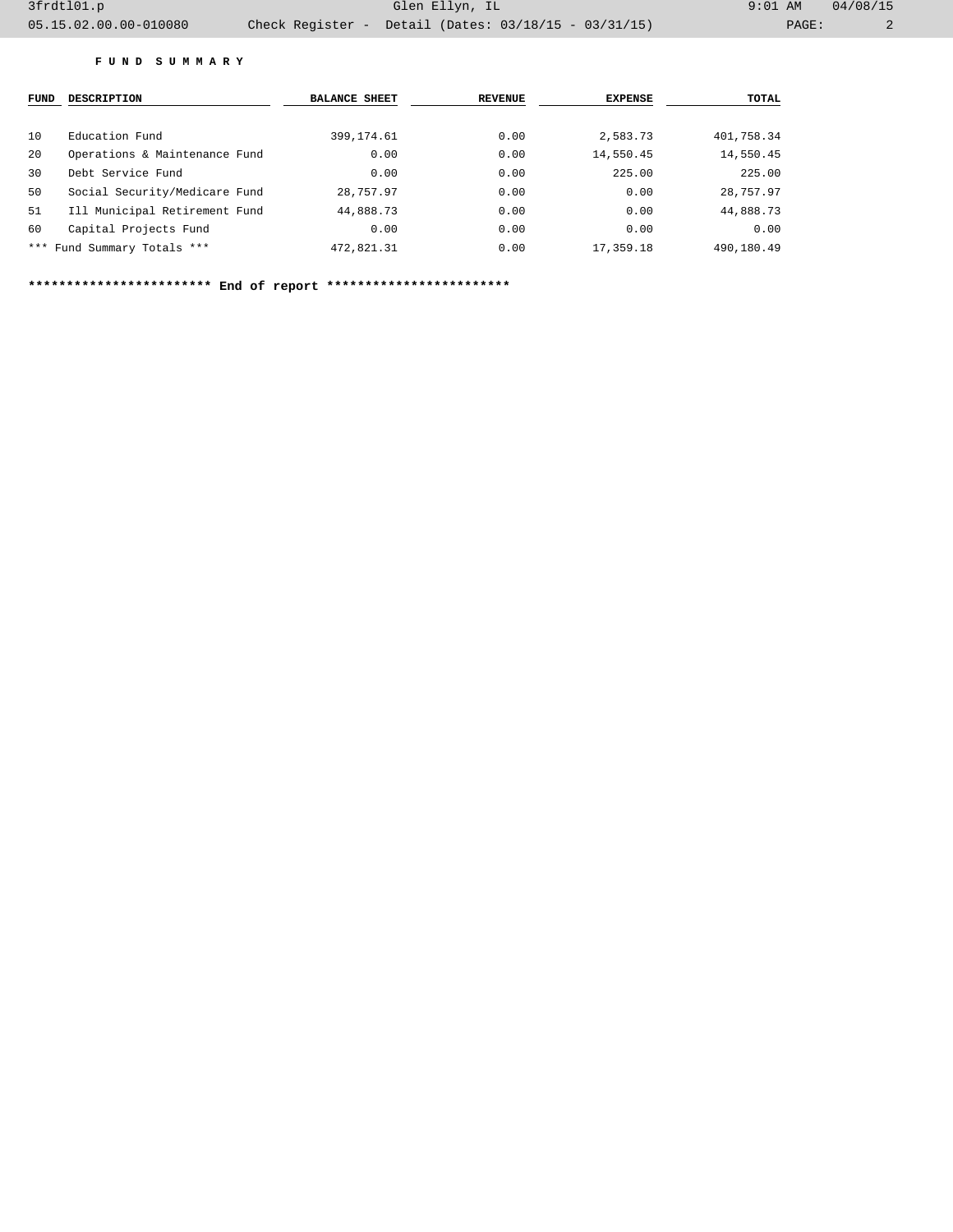**F U N D  S U M M A R Y**

| FUND | DESCRIPTION | BALANCE SHEET | REVENUE | EXPENSE | TOTAL |
|---|---|---|---|---|---|
| 10 | Education Fund | 399,174.61 | 0.00 | 2,583.73 | 401,758.34 |
| 20 | Operations & Maintenance Fund | 0.00 | 0.00 | 14,550.45 | 14,550.45 |
| 30 | Debt Service Fund | 0.00 | 0.00 | 225.00 | 225.00 |
| 50 | Social Security/Medicare Fund | 28,757.97 | 0.00 | 0.00 | 28,757.97 |
| 51 | Ill Municipal Retirement Fund | 44,888.73 | 0.00 | 0.00 | 44,888.73 |
| 60 | Capital Projects Fund | 0.00 | 0.00 | 0.00 | 0.00 |
| *** Fund Summary Totals *** | | 472,821.31 | 0.00 | 17,359.18 | 490,180.49 |

************************ **End of report** ************************